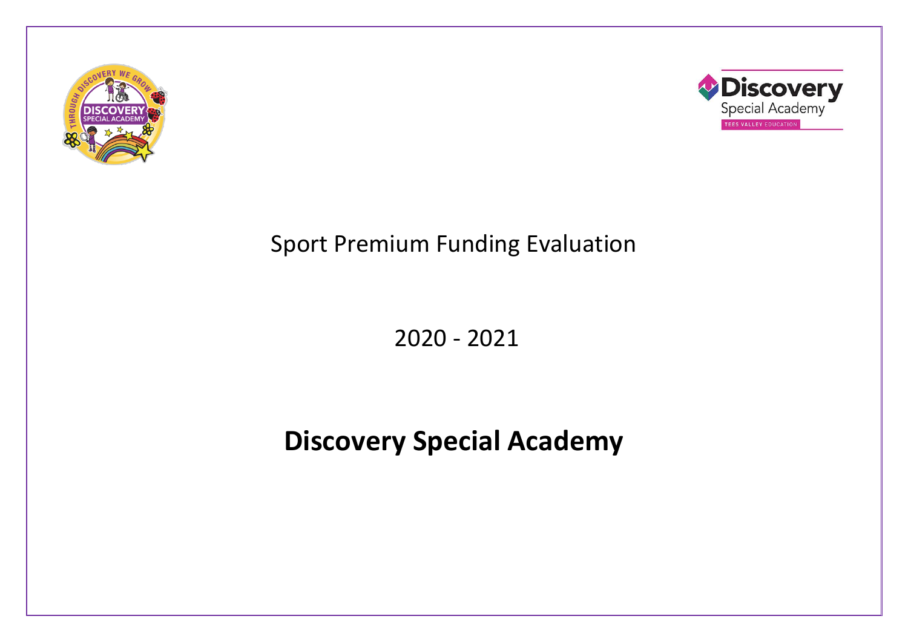Sport Premium Funding Evaluation

2020 - 2021

# Discovery Special Academy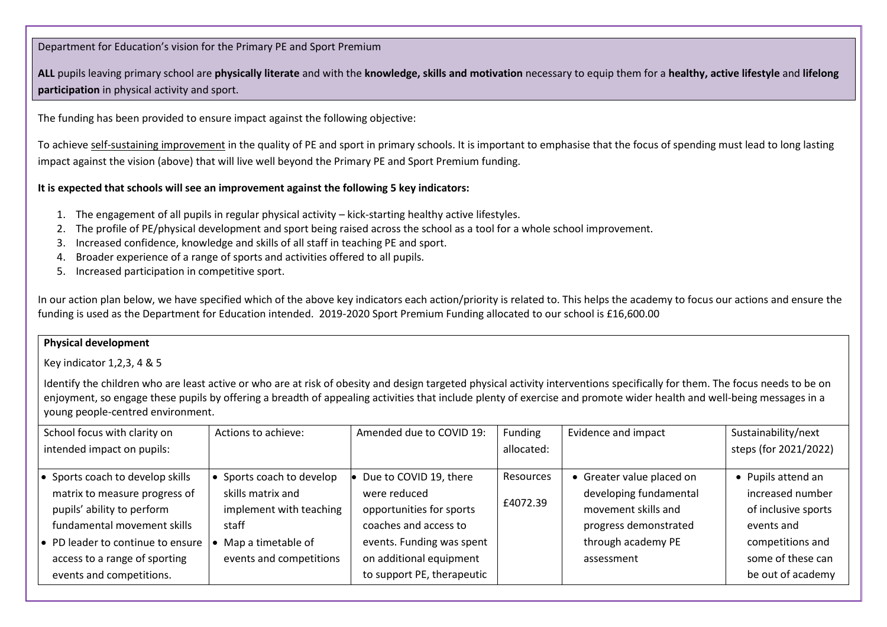Department for Education's vision for the Primary PE and Sport Premium

**ALL** pupils leaving primary school are **physically literate** and with the **knowledge, skills and motivation** necessary to equip them for a **healthy, active lifestyle** and **lifelong participation** in physical activity and sport.

The funding has been provided to ensure impact against the following objective:

To achieve self-sustaining improvement in the quality of PE and sport in primary schools. It is important to emphasise that the focus of spending must lead to long lasting impact against the vision (above) that will live well beyond the Primary PE and Sport Premium funding.

**It is expected that schools will see an improvement against the following 5 key indicators:**

1. The engagement of all pupils in regular physical activity – kick-starting healthy active lifestyles.
2. The profile of PE/physical development and sport being raised across the school as a tool for a whole school improvement.
3. Increased confidence, knowledge and skills of all staff in teaching PE and sport.
4. Broader experience of a range of sports and activities offered to all pupils.
5. Increased participation in competitive sport.

In our action plan below, we have specified which of the above key indicators each action/priority is related to. This helps the academy to focus our actions and ensure the funding is used as the Department for Education intended. 2019-2020 Sport Premium Funding allocated to our school is £16,600.00

**Physical development**

Key indicator 1,2,3, 4 & 5

Identify the children who are least active or who are at risk of obesity and design targeted physical activity interventions specifically for them. The focus needs to be on enjoyment, so engage these pupils by offering a breadth of appealing activities that include plenty of exercise and promote wider health and well-being messages in a young people-centred environment.

| School focus with clarity on intended impact on pupils: | Actions to achieve: | Amended due to COVID 19: | Funding allocated: | Evidence and impact | Sustainability/next steps (for 2021/2022) |
|---|---|---|---|---|---|
| • Sports coach to develop skills matrix to measure progress of pupils' ability to perform fundamental movement skills<br>• PD leader to continue to ensure access to a range of sporting events and competitions. | • Sports coach to develop skills matrix and implement with teaching staff<br>• Map a timetable of events and competitions | • Due to COVID 19, there were reduced opportunities for sports coaches and access to events. Funding was spent on additional equipment to support PE, therapeutic | Resources<br>£4072.39 | • Greater value placed on developing fundamental movement skills and progress demonstrated through academy PE assessment | • Pupils attend an increased number of inclusive sports events and competitions and some of these can be out of academy |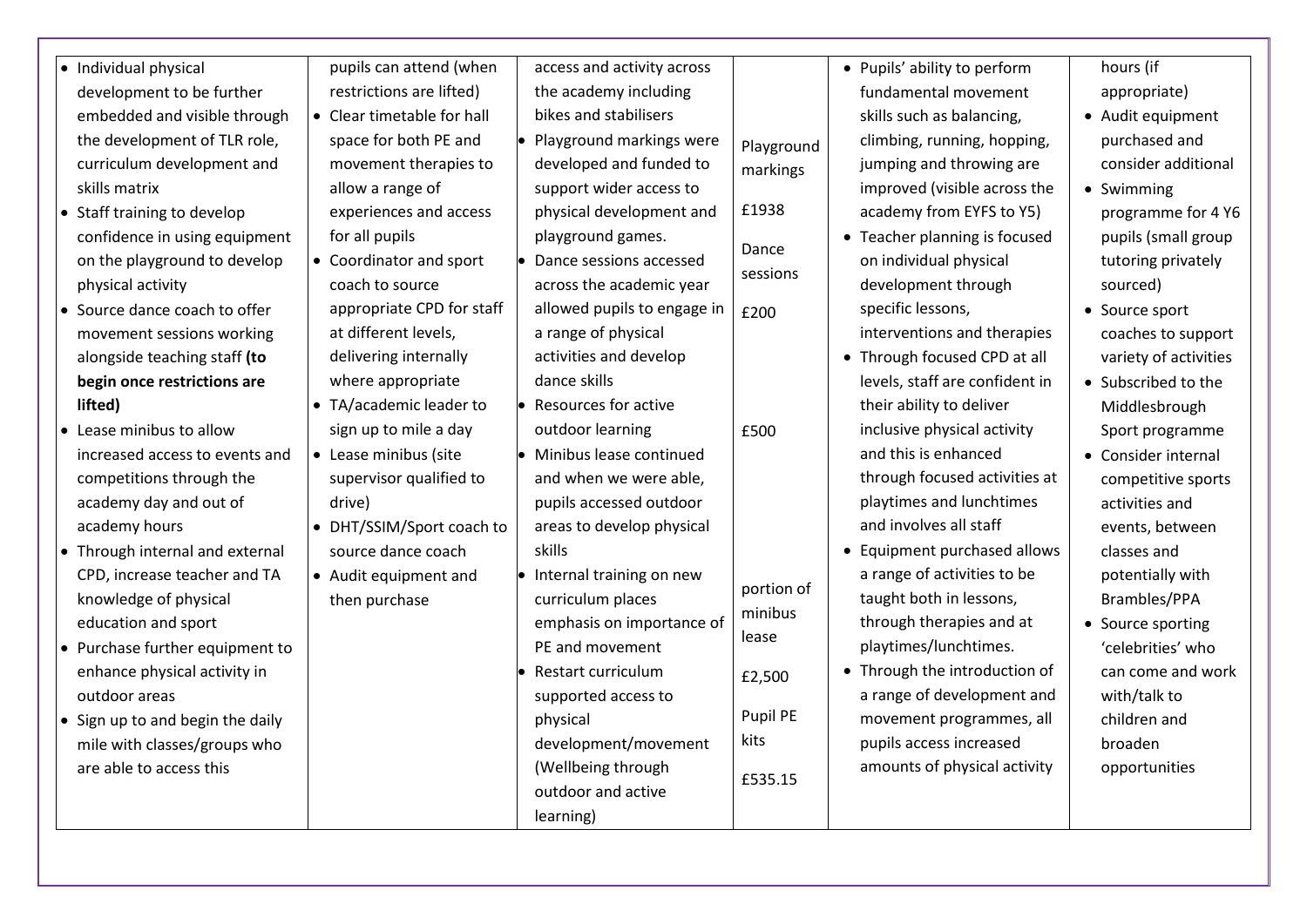| | | | | | |
|---|---|---|---|---|---|
| • Individual physical development to be further embedded and visible through the development of TLR role, curriculum development and skills matrix<br>• Staff training to develop confidence in using equipment on the playground to develop physical activity<br>• Source dance coach to offer movement sessions working alongside teaching staff **(to begin once restrictions are lifted)**<br>• Lease minibus to allow increased access to events and competitions through the academy day and out of academy hours<br>• Through internal and external CPD, increase teacher and TA knowledge of physical education and sport<br>• Purchase further equipment to enhance physical activity in outdoor areas<br>• Sign up to and begin the daily mile with classes/groups who are able to access this | pupils can attend (when restrictions are lifted)<br>• Clear timetable for hall space for both PE and movement therapies to allow a range of experiences and access for all pupils<br>• Coordinator and sport coach to source appropriate CPD for staff at different levels, delivering internally where appropriate<br>• TA/academic leader to sign up to mile a day<br>• Lease minibus (site supervisor qualified to drive)<br>• DHT/SSIM/Sport coach to source dance coach<br>• Audit equipment and then purchase | access and activity across the academy including bikes and stabilisers<br>• Playground markings were developed and funded to support wider access to physical development and playground games.<br>• Dance sessions accessed across the academic year allowed pupils to engage in a range of physical activities and develop dance skills<br>• Resources for active outdoor learning<br>• Minibus lease continued and when we were able, pupils accessed outdoor areas to develop physical skills<br>• Internal training on new curriculum places emphasis on importance of PE and movement<br>• Restart curriculum supported access to physical development/movement (Wellbeing through outdoor and active learning) | Playground markings<br>£1938<br>Dance sessions<br>£200<br><br>£500<br><br>portion of minibus lease<br>£2,500<br>Pupil PE kits<br>£535.15 | • Pupils' ability to perform fundamental movement skills such as balancing, climbing, running, hopping, jumping and throwing are improved (visible across the academy from EYFS to Y5)<br>• Teacher planning is focused on individual physical development through specific lessons, interventions and therapies<br>• Through focused CPD at all levels, staff are confident in their ability to deliver inclusive physical activity and this is enhanced through focused activities at playtimes and lunchtimes and involves all staff<br>• Equipment purchased allows a range of activities to be taught both in lessons, through therapies and at playtimes/lunchtimes.<br>• Through the introduction of a range of development and movement programmes, all pupils access increased amounts of physical activity | hours (if appropriate)<br>• Audit equipment purchased and consider additional<br>• Swimming programme for 4 Y6 pupils (small group tutoring privately sourced)<br>• Source sport coaches to support variety of activities<br>• Subscribed to the Middlesbrough Sport programme<br>• Consider internal competitive sports activities and events, between classes and potentially with Brambles/PPA<br>• Source sporting 'celebrities' who can come and work with/talk to children and broaden opportunities |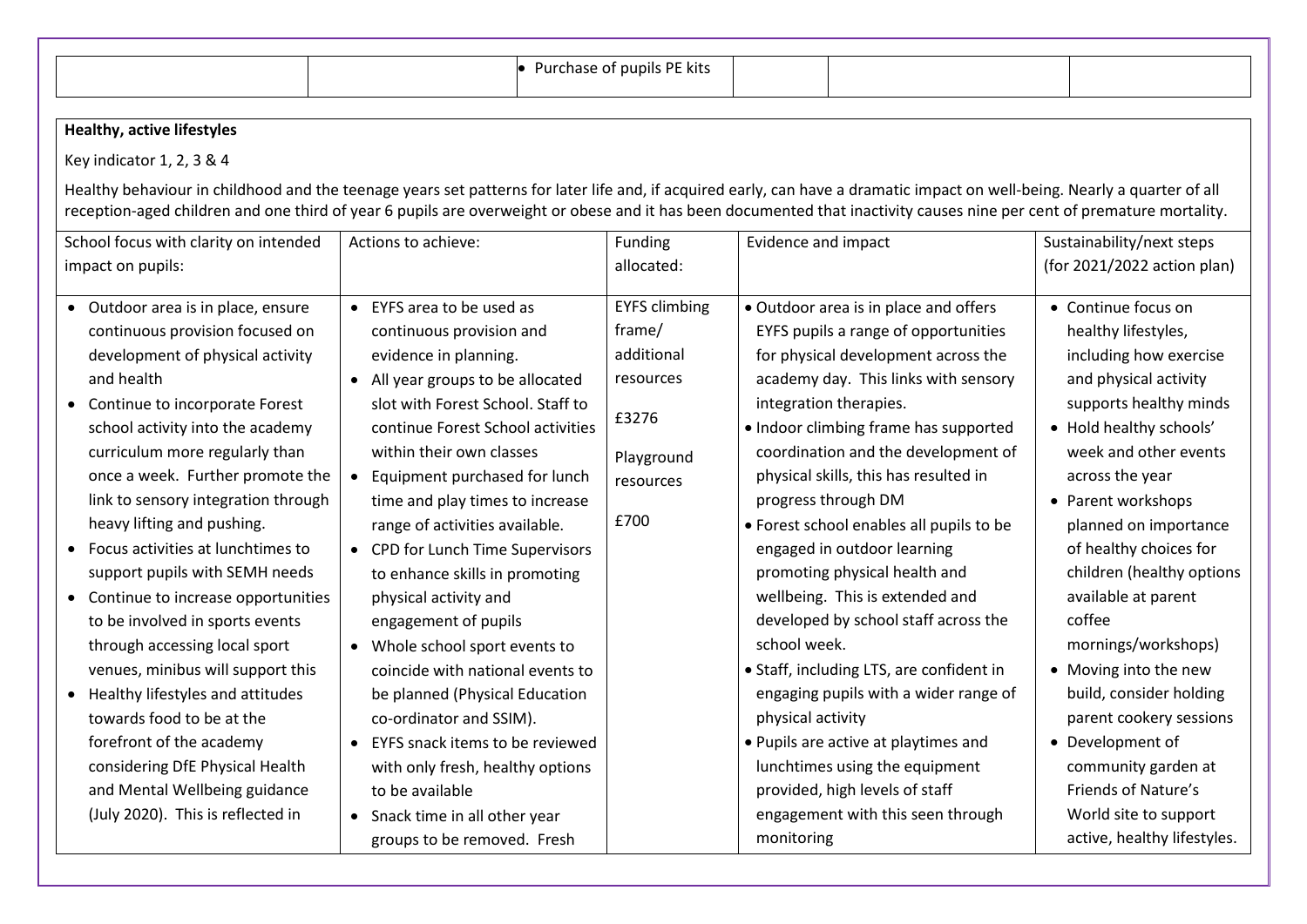| | | • Purchase of pupils PE kits | | | |
|---|---|---|---|---|---|

**Healthy, active lifestyles**

Key indicator 1, 2, 3 & 4

Healthy behaviour in childhood and the teenage years set patterns for later life and, if acquired early, can have a dramatic impact on well-being. Nearly a quarter of all reception-aged children and one third of year 6 pupils are overweight or obese and it has been documented that inactivity causes nine per cent of premature mortality.

| School focus with clarity on intended impact on pupils: | Actions to achieve: | Funding allocated: | Evidence and impact | Sustainability/next steps (for 2021/2022 action plan) |
|---|---|---|---|---|
| • Outdoor area is in place, ensure continuous provision focused on development of physical activity and health<br>• Continue to incorporate Forest school activity into the academy curriculum more regularly than once a week. Further promote the link to sensory integration through heavy lifting and pushing.<br>• Focus activities at lunchtimes to support pupils with SEMH needs<br>• Continue to increase opportunities to be involved in sports events through accessing local sport venues, minibus will support this<br>• Healthy lifestyles and attitudes towards food to be at the forefront of the academy considering DfE Physical Health and Mental Wellbeing guidance (July 2020). This is reflected in | • EYFS area to be used as continuous provision and evidence in planning.<br>• All year groups to be allocated slot with Forest School. Staff to continue Forest School activities within their own classes<br>• Equipment purchased for lunch time and play times to increase range of activities available.<br>• CPD for Lunch Time Supervisors to enhance skills in promoting physical activity and engagement of pupils<br>• Whole school sport events to coincide with national events to be planned (Physical Education co-ordinator and SSIM).<br>• EYFS snack items to be reviewed with only fresh, healthy options to be available<br>• Snack time in all other year groups to be removed. Fresh | EYFS climbing frame/ additional resources<br><br>£3276<br><br>Playground resources<br><br>£700 | • Outdoor area is in place and offers EYFS pupils a range of opportunities for physical development across the academy day. This links with sensory integration therapies.<br>• Indoor climbing frame has supported coordination and the development of physical skills, this has resulted in progress through DM<br>• Forest school enables all pupils to be engaged in outdoor learning promoting physical health and wellbeing. This is extended and developed by school staff across the school week.<br>• Staff, including LTS, are confident in engaging pupils with a wider range of physical activity<br>• Pupils are active at playtimes and lunchtimes using the equipment provided, high levels of staff engagement with this seen through monitoring | • Continue focus on healthy lifestyles, including how exercise and physical activity supports healthy minds<br>• Hold healthy schools' week and other events across the year<br>• Parent workshops planned on importance of healthy choices for children (healthy options available at parent coffee mornings/workshops)<br>• Moving into the new build, consider holding parent cookery sessions<br>• Development of community garden at Friends of Nature's World site to support active, healthy lifestyles. |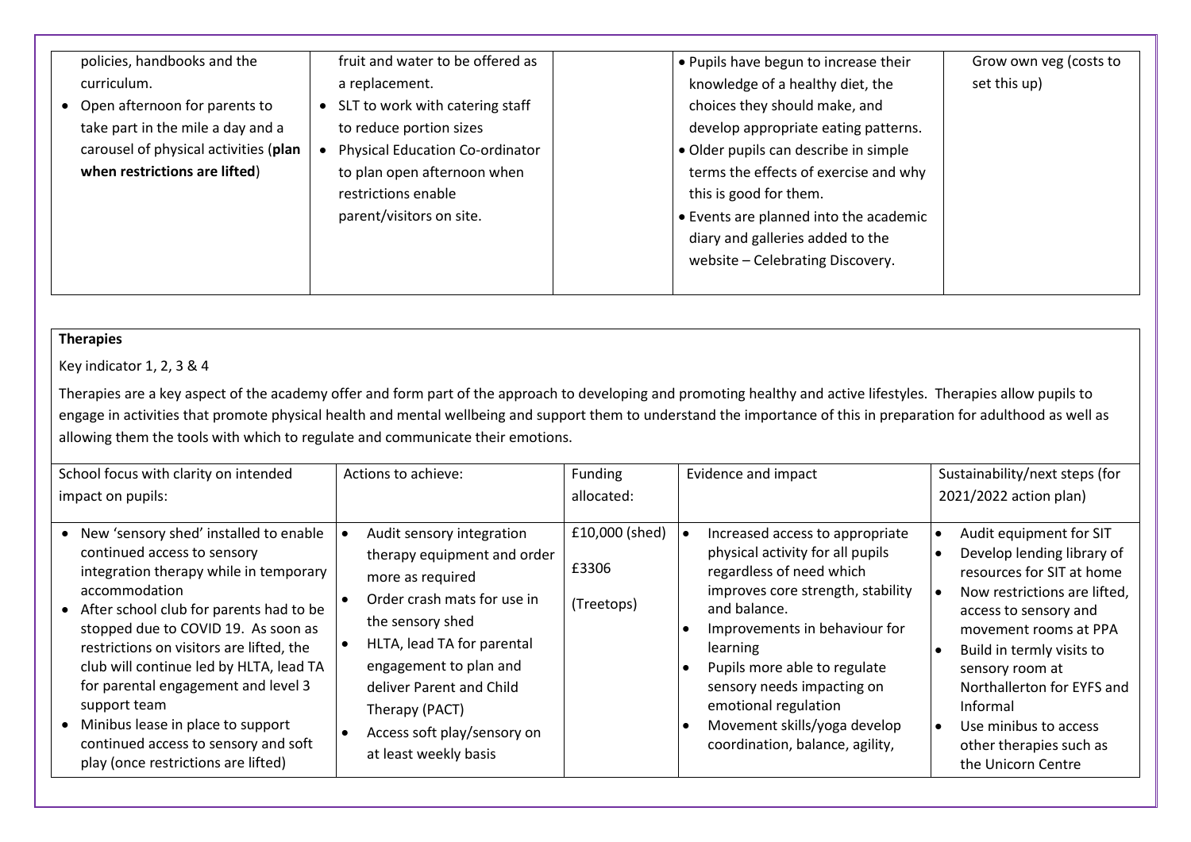| | | | | |
|---|---|---|---|---|
| policies, handbooks and the curriculum.<br>• Open afternoon for parents to take part in the mile a day and a carousel of physical activities (**plan when restrictions are lifted**) | fruit and water to be offered as a replacement.<br>• SLT to work with catering staff to reduce portion sizes<br>• Physical Education Co-ordinator to plan open afternoon when restrictions enable parent/visitors on site. | | • Pupils have begun to increase their knowledge of a healthy diet, the choices they should make, and develop appropriate eating patterns.<br>• Older pupils can describe in simple terms the effects of exercise and why this is good for them.<br>• Events are planned into the academic diary and galleries added to the website – Celebrating Discovery. | Grow own veg (costs to set this up) |

**Therapies**

Key indicator 1, 2, 3 & 4

Therapies are a key aspect of the academy offer and form part of the approach to developing and promoting healthy and active lifestyles. Therapies allow pupils to engage in activities that promote physical health and mental wellbeing and support them to understand the importance of this in preparation for adulthood as well as allowing them the tools with which to regulate and communicate their emotions.

| School focus with clarity on intended impact on pupils: | Actions to achieve: | Funding allocated: | Evidence and impact | Sustainability/next steps (for 2021/2022 action plan) |
|---|---|---|---|---|
| • New 'sensory shed' installed to enable continued access to sensory integration therapy while in temporary accommodation<br>• After school club for parents had to be stopped due to COVID 19. As soon as restrictions on visitors are lifted, the club will continue led by HLTA, lead TA for parental engagement and level 3 support team<br>• Minibus lease in place to support continued access to sensory and soft play (once restrictions are lifted) | • Audit sensory integration therapy equipment and order more as required<br>• Order crash mats for use in the sensory shed<br>• HLTA, lead TA for parental engagement to plan and deliver Parent and Child Therapy (PACT)<br>• Access soft play/sensory on at least weekly basis | £10,000 (shed)<br><br>£3306<br><br>(Treetops) | • Increased access to appropriate physical activity for all pupils regardless of need which improves core strength, stability and balance.<br>• Improvements in behaviour for learning<br>• Pupils more able to regulate sensory needs impacting on emotional regulation<br>• Movement skills/yoga develop coordination, balance, agility, | • Audit equipment for SIT<br>• Develop lending library of resources for SIT at home<br>• Now restrictions are lifted, access to sensory and movement rooms at PPA<br>• Build in termly visits to sensory room at Northallerton for EYFS and Informal<br>• Use minibus to access other therapies such as the Unicorn Centre |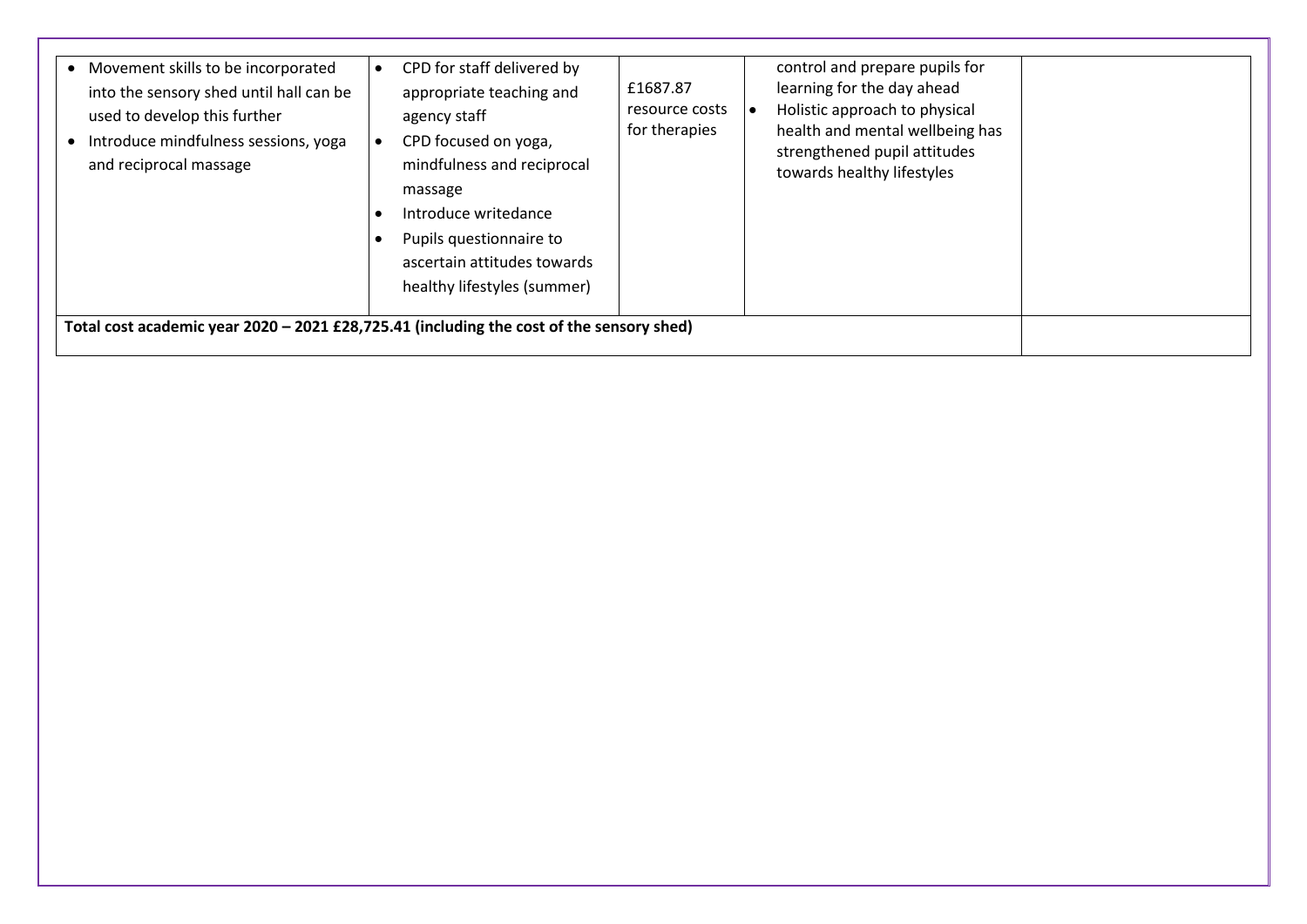| | | | | |
|---|---|---|---|---|
| • Movement skills to be incorporated into the sensory shed until hall can be used to develop this further<br>• Introduce mindfulness sessions, yoga and reciprocal massage | • CPD for staff delivered by appropriate teaching and agency staff<br>• CPD focused on yoga, mindfulness and reciprocal massage<br>• Introduce writedance<br>• Pupils questionnaire to ascertain attitudes towards healthy lifestyles (summer) | £1687.87 resource costs for therapies | control and prepare pupils for learning for the day ahead<br>• Holistic approach to physical health and mental wellbeing has strengthened pupil attitudes towards healthy lifestyles | |
| **Total cost academic year 2020 – 2021 £28,725.41 (including the cost of the sensory shed)** | | | | |